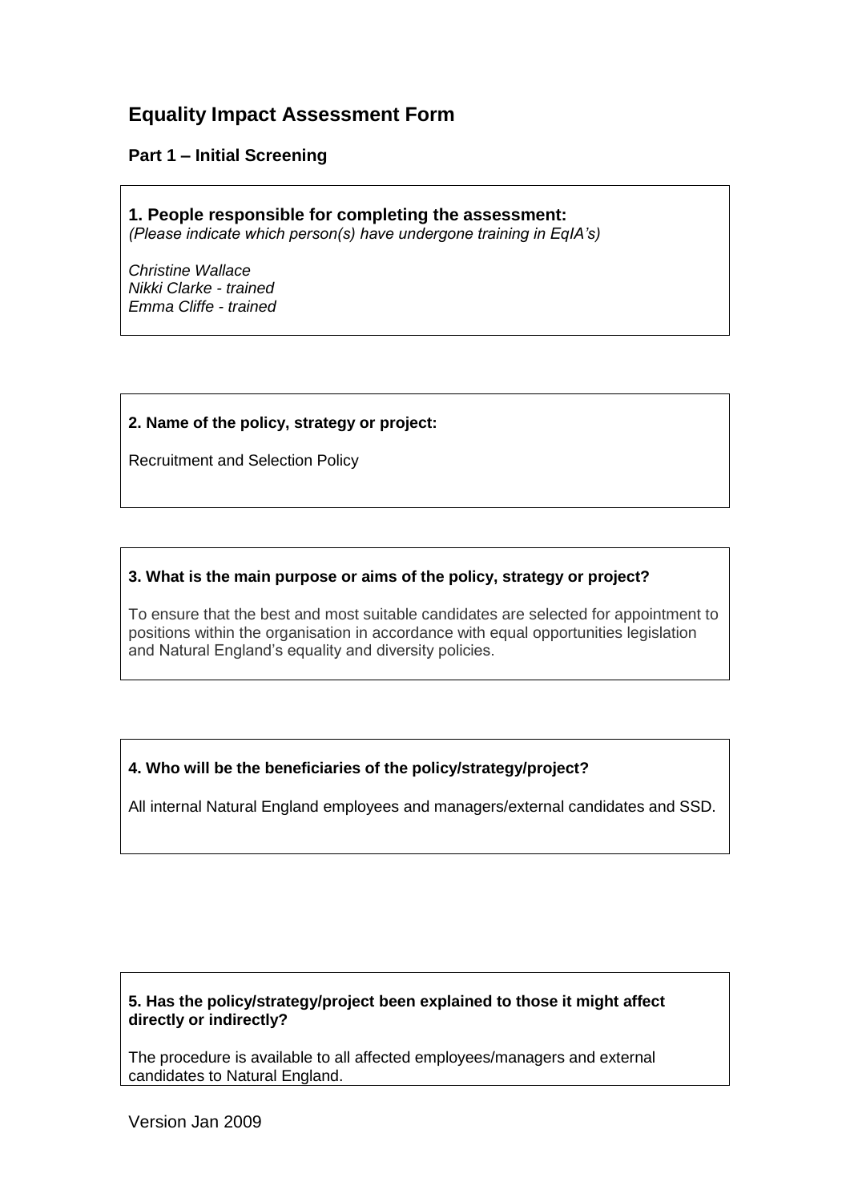## Equality Impact Assessment Form

### Part 1 – Initial Screening

**1. People responsible for completing the assessment:**
*(Please indicate which person(s) have undergone training in EqIA's)*

*Christine Wallace*
*Nikki Clarke - trained*
*Emma Cliffe - trained*

**2. Name of the policy, strategy or project:**

Recruitment and Selection Policy

**3. What is the main purpose or aims of the policy, strategy or project?**

To ensure that the best and most suitable candidates are selected for appointment to positions within the organisation in accordance with equal opportunities legislation and Natural England's equality and diversity policies.

**4. Who will be the beneficiaries of the policy/strategy/project?**

All internal Natural England employees and managers/external candidates and SSD.

**5. Has the policy/strategy/project been explained to those it might affect directly or indirectly?**

The procedure is available to all affected employees/managers and external candidates to Natural England.

Version Jan 2009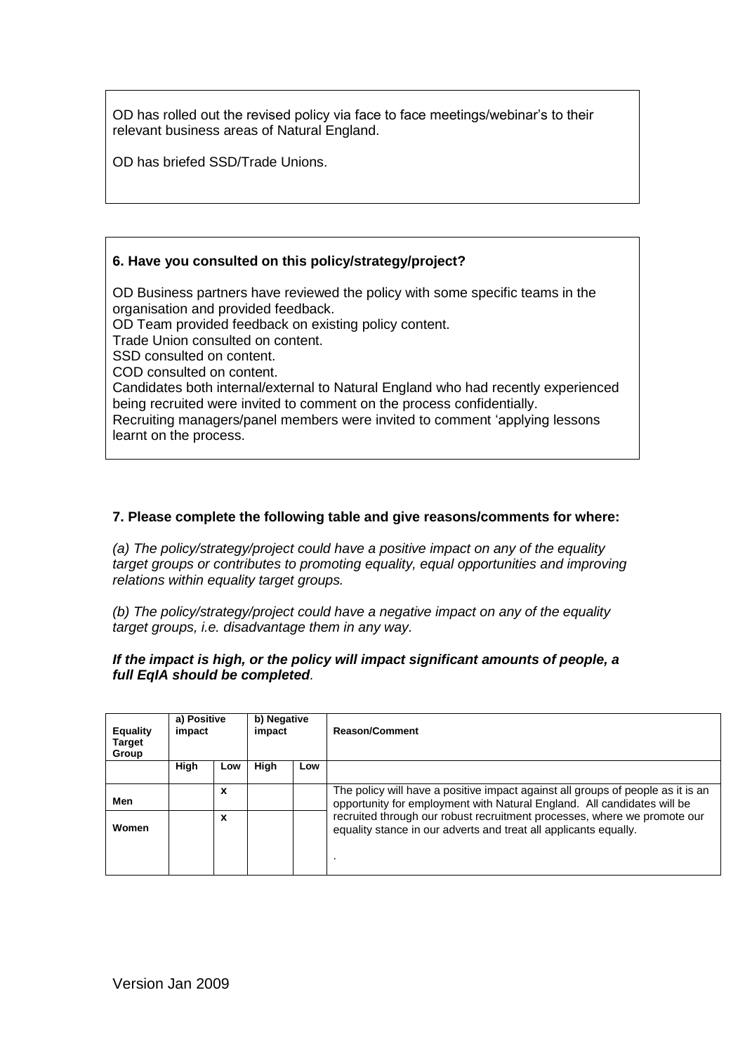OD has rolled out the revised policy via face to face meetings/webinar's to their relevant business areas of Natural England.

OD has briefed SSD/Trade Unions.

**6. Have you consulted on this policy/strategy/project?**

OD Business partners have reviewed the policy with some specific teams in the organisation and provided feedback.
OD Team provided feedback on existing policy content.
Trade Union consulted on content.
SSD consulted on content.
COD consulted on content.
Candidates both internal/external to Natural England who had recently experienced being recruited were invited to comment on the process confidentially.
Recruiting managers/panel members were invited to comment 'applying lessons learnt on the process.

**7. Please complete the following table and give reasons/comments for where:**

*(a) The policy/strategy/project could have a positive impact on any of the equality target groups or contributes to promoting equality, equal opportunities and improving relations within equality target groups.*

*(b) The policy/strategy/project could have a negative impact on any of the equality target groups, i.e. disadvantage them in any way.*

***If the impact is high, or the policy will impact significant amounts of people, a full EqIA should be completed.***

| Equality Target Group | a) Positive impact | | b) Negative impact | | Reason/Comment |
|---|---|---|---|---|---|
| | High | Low | High | Low | |
| Men | | x | | | The policy will have a positive impact against all groups of people as it is an opportunity for employment with Natural England. All candidates will be recruited through our robust recruitment processes, where we promote our equality stance in our adverts and treat all applicants equally. . |
| Women | | x | | | |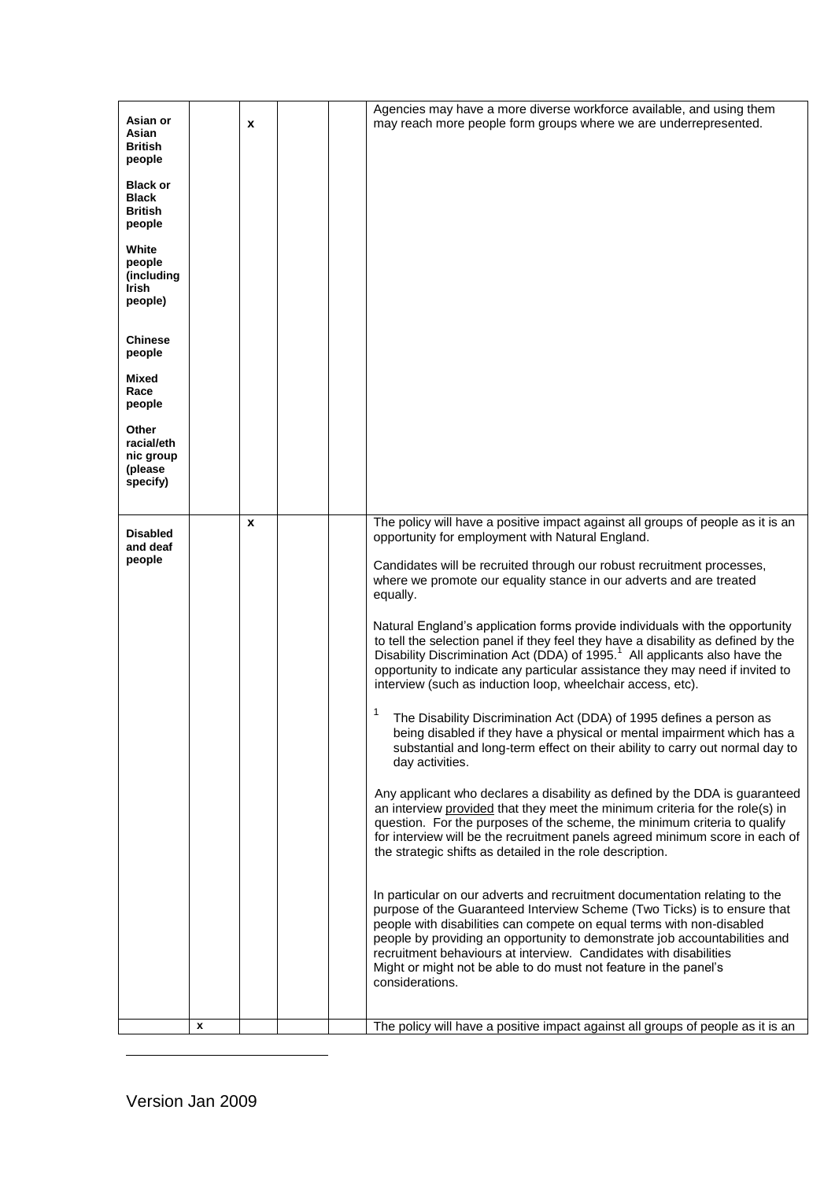| | | | | | |
|---|---|---|---|---|---|
| **Asian or Asian British people**<br><br>**Black or Black British people**<br><br>**White people (including Irish people)**<br><br>**Chinese people**<br><br>**Mixed Race people**<br><br>**Other racial/ethnic group (please specify)** | | x | | | Agencies may have a more diverse workforce available, and using them may reach more people form groups where we are underrepresented. |
| **Disabled and deaf people** | | x | | | The policy will have a positive impact against all groups of people as it is an opportunity for employment with Natural England.<br><br>Candidates will be recruited through our robust recruitment processes, where we promote our equality stance in our adverts and are treated equally.<br><br>Natural England's application forms provide individuals with the opportunity to tell the selection panel if they feel they have a disability as defined by the Disability Discrimination Act (DDA) of 1995.[1] All applicants also have the opportunity to indicate any particular assistance they may need if invited to interview (such as induction loop, wheelchair access, etc).<br><br>[1] The Disability Discrimination Act (DDA) of 1995 defines a person as being disabled if they have a physical or mental impairment which has a substantial and long-term effect on their ability to carry out normal day to day activities.<br><br>Any applicant who declares a disability as defined by the DDA is guaranteed an interview provided that they meet the minimum criteria for the role(s) in question. For the purposes of the scheme, the minimum criteria to qualify for interview will be the recruitment panels agreed minimum score in each of the strategic shifts as detailed in the role description.<br><br>In particular on our adverts and recruitment documentation relating to the purpose of the Guaranteed Interview Scheme (Two Ticks) is to ensure that people with disabilities can compete on equal terms with non-disabled people by providing an opportunity to demonstrate job accountabilities and recruitment behaviours at interview. Candidates with disabilities Might or might not be able to do must not feature in the panel's considerations. |
| | x | | | | The policy will have a positive impact against all groups of people as it is an |

Version Jan 2009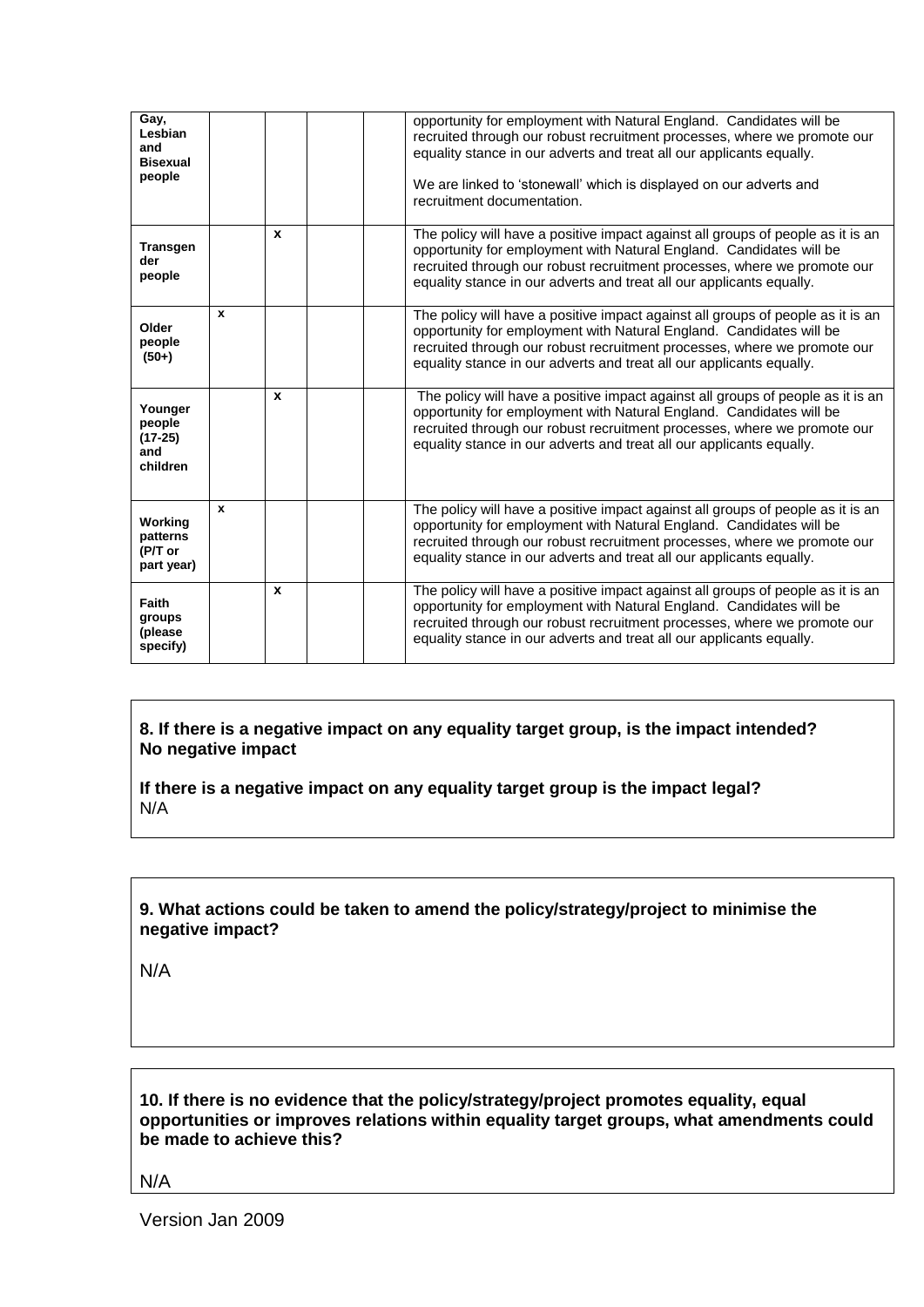| | | | | | |
|---|---|---|---|---|---|
| **Gay, Lesbian and Bisexual people** | | | | | opportunity for employment with Natural England. Candidates will be recruited through our robust recruitment processes, where we promote our equality stance in our adverts and treat all our applicants equally.<br><br>We are linked to 'stonewall' which is displayed on our adverts and recruitment documentation. |
| **Transgender people** | | x | | | The policy will have a positive impact against all groups of people as it is an opportunity for employment with Natural England. Candidates will be recruited through our robust recruitment processes, where we promote our equality stance in our adverts and treat all our applicants equally. |
| **Older people (50+)** | x | | | | The policy will have a positive impact against all groups of people as it is an opportunity for employment with Natural England. Candidates will be recruited through our robust recruitment processes, where we promote our equality stance in our adverts and treat all our applicants equally. |
| **Younger people (17-25) and children** | | x | | | The policy will have a positive impact against all groups of people as it is an opportunity for employment with Natural England. Candidates will be recruited through our robust recruitment processes, where we promote our equality stance in our adverts and treat all our applicants equally. |
| **Working patterns (P/T or part year)** | x | | | | The policy will have a positive impact against all groups of people as it is an opportunity for employment with Natural England. Candidates will be recruited through our robust recruitment processes, where we promote our equality stance in our adverts and treat all our applicants equally. |
| **Faith groups (please specify)** | | x | | | The policy will have a positive impact against all groups of people as it is an opportunity for employment with Natural England. Candidates will be recruited through our robust recruitment processes, where we promote our equality stance in our adverts and treat all our applicants equally. |

**8. If there is a negative impact on any equality target group, is the impact intended? No negative impact**

**If there is a negative impact on any equality target group is the impact legal?**
N/A

**9. What actions could be taken to amend the policy/strategy/project to minimise the negative impact?**

N/A

**10. If there is no evidence that the policy/strategy/project promotes equality, equal opportunities or improves relations within equality target groups, what amendments could be made to achieve this?**

N/A

Version Jan 2009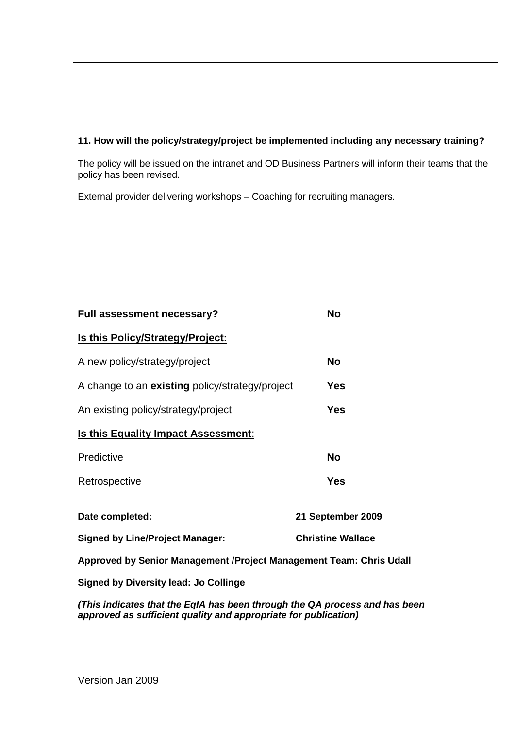**11. How will the policy/strategy/project be implemented including any necessary training?**

The policy will be issued on the intranet and OD Business Partners will inform their teams that the policy has been revised.

External provider delivering workshops – Coaching for recruiting managers.

| | |
|---|---|
| **Full assessment necessary?** | **No** |
| **Is this Policy/Strategy/Project:** | |
| A new policy/strategy/project | **No** |
| A change to an **existing** policy/strategy/project | **Yes** |
| An existing policy/strategy/project | **Yes** |
| **Is this Equality Impact Assessment**: | |
| Predictive | **No** |
| Retrospective | **Yes** |

**Date completed:** **21 September 2009**

**Signed by Line/Project Manager:** **Christine Wallace**

**Approved by Senior Management /Project Management Team: Chris Udall**

**Signed by Diversity lead: Jo Collinge**

***(This indicates that the EqIA has been through the QA process and has been approved as sufficient quality and appropriate for publication)***

Version Jan 2009